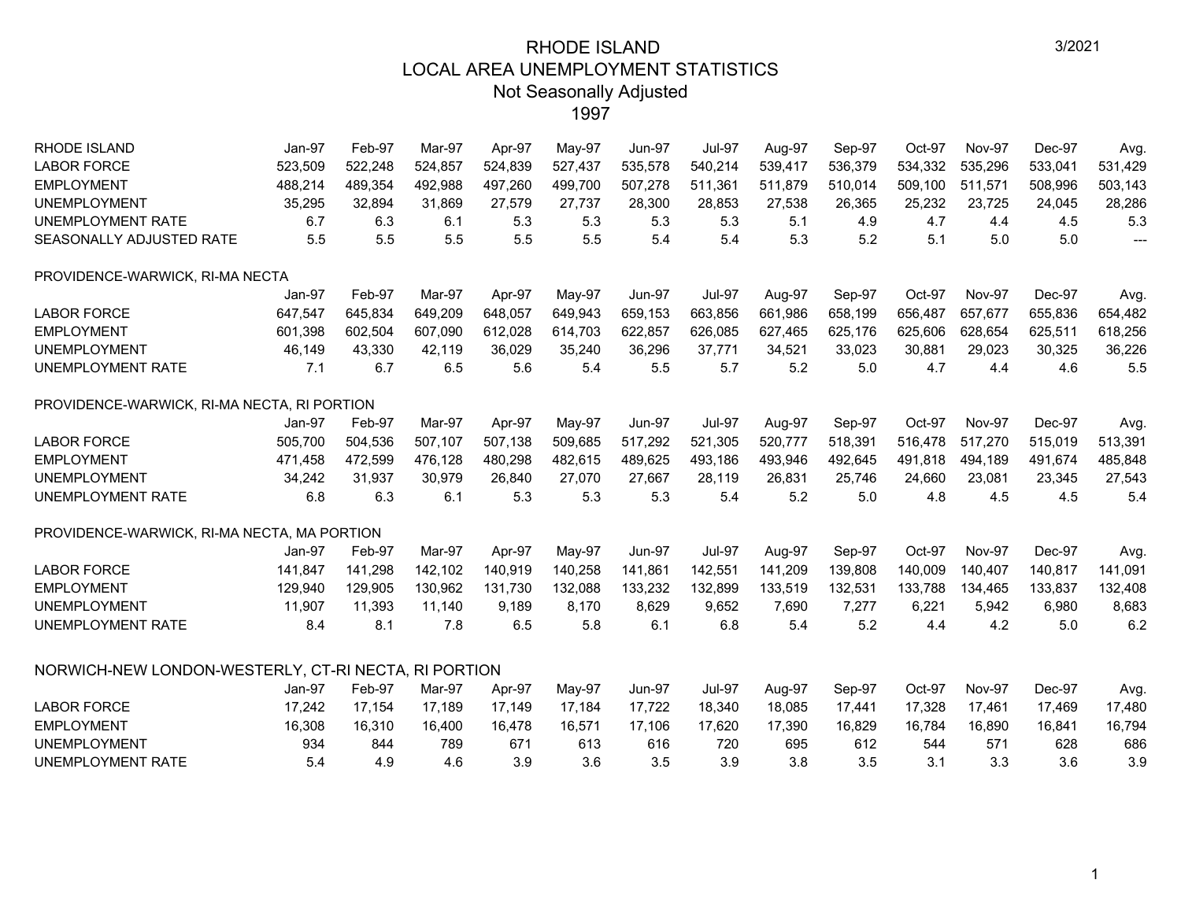# RHODE ISLAND
## LOCAL AREA UNEMPLOYMENT STATISTICS
### Not Seasonally Adjusted
### 1997

3/2021

| RHODE ISLAND | Jan-97 | Feb-97 | Mar-97 | Apr-97 | May-97 | Jun-97 | Jul-97 | Aug-97 | Sep-97 | Oct-97 | Nov-97 | Dec-97 | Avg. |
|---|---|---|---|---|---|---|---|---|---|---|---|---|---|
| LABOR FORCE | 523,509 | 522,248 | 524,857 | 524,839 | 527,437 | 535,578 | 540,214 | 539,417 | 536,379 | 534,332 | 535,296 | 533,041 | 531,429 |
| EMPLOYMENT | 488,214 | 489,354 | 492,988 | 497,260 | 499,700 | 507,278 | 511,361 | 511,879 | 510,014 | 509,100 | 511,571 | 508,996 | 503,143 |
| UNEMPLOYMENT | 35,295 | 32,894 | 31,869 | 27,579 | 27,737 | 28,300 | 28,853 | 27,538 | 26,365 | 25,232 | 23,725 | 24,045 | 28,286 |
| UNEMPLOYMENT RATE | 6.7 | 6.3 | 6.1 | 5.3 | 5.3 | 5.3 | 5.3 | 5.1 | 4.9 | 4.7 | 4.4 | 4.5 | 5.3 |
| SEASONALLY ADJUSTED RATE | 5.5 | 5.5 | 5.5 | 5.5 | 5.5 | 5.4 | 5.4 | 5.3 | 5.2 | 5.1 | 5.0 | 5.0 | --- |

PROVIDENCE-WARWICK, RI-MA NECTA

| | Jan-97 | Feb-97 | Mar-97 | Apr-97 | May-97 | Jun-97 | Jul-97 | Aug-97 | Sep-97 | Oct-97 | Nov-97 | Dec-97 | Avg. |
|---|---|---|---|---|---|---|---|---|---|---|---|---|---|
| LABOR FORCE | 647,547 | 645,834 | 649,209 | 648,057 | 649,943 | 659,153 | 663,856 | 661,986 | 658,199 | 656,487 | 657,677 | 655,836 | 654,482 |
| EMPLOYMENT | 601,398 | 602,504 | 607,090 | 612,028 | 614,703 | 622,857 | 626,085 | 627,465 | 625,176 | 625,606 | 628,654 | 625,511 | 618,256 |
| UNEMPLOYMENT | 46,149 | 43,330 | 42,119 | 36,029 | 35,240 | 36,296 | 37,771 | 34,521 | 33,023 | 30,881 | 29,023 | 30,325 | 36,226 |
| UNEMPLOYMENT RATE | 7.1 | 6.7 | 6.5 | 5.6 | 5.4 | 5.5 | 5.7 | 5.2 | 5.0 | 4.7 | 4.4 | 4.6 | 5.5 |

PROVIDENCE-WARWICK, RI-MA NECTA, RI PORTION

| | Jan-97 | Feb-97 | Mar-97 | Apr-97 | May-97 | Jun-97 | Jul-97 | Aug-97 | Sep-97 | Oct-97 | Nov-97 | Dec-97 | Avg. |
|---|---|---|---|---|---|---|---|---|---|---|---|---|---|
| LABOR FORCE | 505,700 | 504,536 | 507,107 | 507,138 | 509,685 | 517,292 | 521,305 | 520,777 | 518,391 | 516,478 | 517,270 | 515,019 | 513,391 |
| EMPLOYMENT | 471,458 | 472,599 | 476,128 | 480,298 | 482,615 | 489,625 | 493,186 | 493,946 | 492,645 | 491,818 | 494,189 | 491,674 | 485,848 |
| UNEMPLOYMENT | 34,242 | 31,937 | 30,979 | 26,840 | 27,070 | 27,667 | 28,119 | 26,831 | 25,746 | 24,660 | 23,081 | 23,345 | 27,543 |
| UNEMPLOYMENT RATE | 6.8 | 6.3 | 6.1 | 5.3 | 5.3 | 5.3 | 5.4 | 5.2 | 5.0 | 4.8 | 4.5 | 4.5 | 5.4 |

PROVIDENCE-WARWICK, RI-MA NECTA, MA PORTION

| | Jan-97 | Feb-97 | Mar-97 | Apr-97 | May-97 | Jun-97 | Jul-97 | Aug-97 | Sep-97 | Oct-97 | Nov-97 | Dec-97 | Avg. |
|---|---|---|---|---|---|---|---|---|---|---|---|---|---|
| LABOR FORCE | 141,847 | 141,298 | 142,102 | 140,919 | 140,258 | 141,861 | 142,551 | 141,209 | 139,808 | 140,009 | 140,407 | 140,817 | 141,091 |
| EMPLOYMENT | 129,940 | 129,905 | 130,962 | 131,730 | 132,088 | 133,232 | 132,899 | 133,519 | 132,531 | 133,788 | 134,465 | 133,837 | 132,408 |
| UNEMPLOYMENT | 11,907 | 11,393 | 11,140 | 9,189 | 8,170 | 8,629 | 9,652 | 7,690 | 7,277 | 6,221 | 5,942 | 6,980 | 8,683 |
| UNEMPLOYMENT RATE | 8.4 | 8.1 | 7.8 | 6.5 | 5.8 | 6.1 | 6.8 | 5.4 | 5.2 | 4.4 | 4.2 | 5.0 | 6.2 |

NORWICH-NEW LONDON-WESTERLY, CT-RI NECTA, RI PORTION

| | Jan-97 | Feb-97 | Mar-97 | Apr-97 | May-97 | Jun-97 | Jul-97 | Aug-97 | Sep-97 | Oct-97 | Nov-97 | Dec-97 | Avg. |
|---|---|---|---|---|---|---|---|---|---|---|---|---|---|
| LABOR FORCE | 17,242 | 17,154 | 17,189 | 17,149 | 17,184 | 17,722 | 18,340 | 18,085 | 17,441 | 17,328 | 17,461 | 17,469 | 17,480 |
| EMPLOYMENT | 16,308 | 16,310 | 16,400 | 16,478 | 16,571 | 17,106 | 17,620 | 17,390 | 16,829 | 16,784 | 16,890 | 16,841 | 16,794 |
| UNEMPLOYMENT | 934 | 844 | 789 | 671 | 613 | 616 | 720 | 695 | 612 | 544 | 571 | 628 | 686 |
| UNEMPLOYMENT RATE | 5.4 | 4.9 | 4.6 | 3.9 | 3.6 | 3.5 | 3.9 | 3.8 | 3.5 | 3.1 | 3.3 | 3.6 | 3.9 |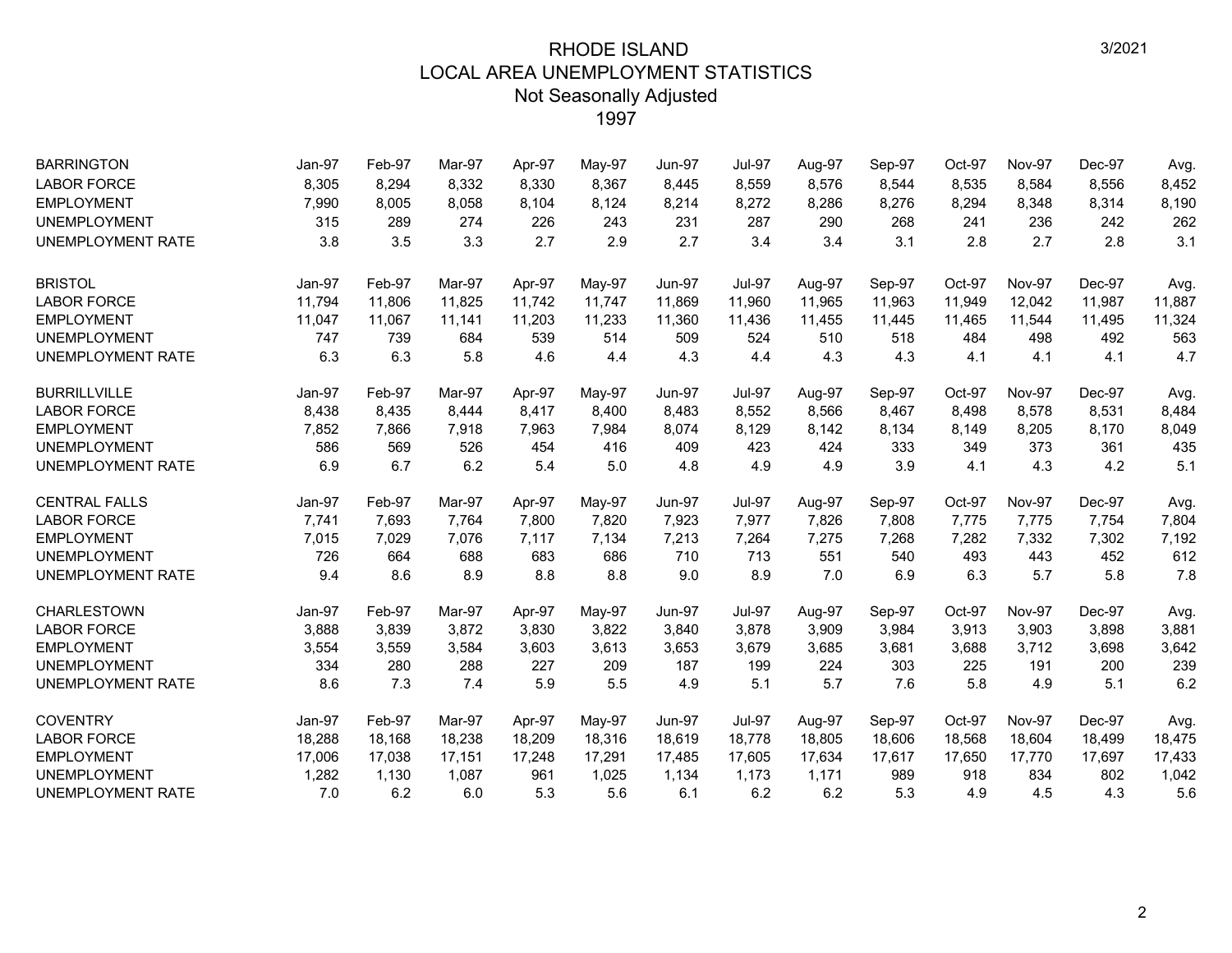# RHODE ISLAND
## LOCAL AREA UNEMPLOYMENT STATISTICS
### Not Seasonally Adjusted
### 1997

3/2021

| BARRINGTON | Jan-97 | Feb-97 | Mar-97 | Apr-97 | May-97 | Jun-97 | Jul-97 | Aug-97 | Sep-97 | Oct-97 | Nov-97 | Dec-97 | Avg. |
|---|---|---|---|---|---|---|---|---|---|---|---|---|---|
| LABOR FORCE | 8,305 | 8,294 | 8,332 | 8,330 | 8,367 | 8,445 | 8,559 | 8,576 | 8,544 | 8,535 | 8,584 | 8,556 | 8,452 |
| EMPLOYMENT | 7,990 | 8,005 | 8,058 | 8,104 | 8,124 | 8,214 | 8,272 | 8,286 | 8,276 | 8,294 | 8,348 | 8,314 | 8,190 |
| UNEMPLOYMENT | 315 | 289 | 274 | 226 | 243 | 231 | 287 | 290 | 268 | 241 | 236 | 242 | 262 |
| UNEMPLOYMENT RATE | 3.8 | 3.5 | 3.3 | 2.7 | 2.9 | 2.7 | 3.4 | 3.4 | 3.1 | 2.8 | 2.7 | 2.8 | 3.1 |

| BRISTOL | Jan-97 | Feb-97 | Mar-97 | Apr-97 | May-97 | Jun-97 | Jul-97 | Aug-97 | Sep-97 | Oct-97 | Nov-97 | Dec-97 | Avg. |
|---|---|---|---|---|---|---|---|---|---|---|---|---|---|
| LABOR FORCE | 11,794 | 11,806 | 11,825 | 11,742 | 11,747 | 11,869 | 11,960 | 11,965 | 11,963 | 11,949 | 12,042 | 11,987 | 11,887 |
| EMPLOYMENT | 11,047 | 11,067 | 11,141 | 11,203 | 11,233 | 11,360 | 11,436 | 11,455 | 11,445 | 11,465 | 11,544 | 11,495 | 11,324 |
| UNEMPLOYMENT | 747 | 739 | 684 | 539 | 514 | 509 | 524 | 510 | 518 | 484 | 498 | 492 | 563 |
| UNEMPLOYMENT RATE | 6.3 | 6.3 | 5.8 | 4.6 | 4.4 | 4.3 | 4.4 | 4.3 | 4.3 | 4.1 | 4.1 | 4.1 | 4.7 |

| BURRILLVILLE | Jan-97 | Feb-97 | Mar-97 | Apr-97 | May-97 | Jun-97 | Jul-97 | Aug-97 | Sep-97 | Oct-97 | Nov-97 | Dec-97 | Avg. |
|---|---|---|---|---|---|---|---|---|---|---|---|---|---|
| LABOR FORCE | 8,438 | 8,435 | 8,444 | 8,417 | 8,400 | 8,483 | 8,552 | 8,566 | 8,467 | 8,498 | 8,578 | 8,531 | 8,484 |
| EMPLOYMENT | 7,852 | 7,866 | 7,918 | 7,963 | 7,984 | 8,074 | 8,129 | 8,142 | 8,134 | 8,149 | 8,205 | 8,170 | 8,049 |
| UNEMPLOYMENT | 586 | 569 | 526 | 454 | 416 | 409 | 423 | 424 | 333 | 349 | 373 | 361 | 435 |
| UNEMPLOYMENT RATE | 6.9 | 6.7 | 6.2 | 5.4 | 5.0 | 4.8 | 4.9 | 4.9 | 3.9 | 4.1 | 4.3 | 4.2 | 5.1 |

| CENTRAL FALLS | Jan-97 | Feb-97 | Mar-97 | Apr-97 | May-97 | Jun-97 | Jul-97 | Aug-97 | Sep-97 | Oct-97 | Nov-97 | Dec-97 | Avg. |
|---|---|---|---|---|---|---|---|---|---|---|---|---|---|
| LABOR FORCE | 7,741 | 7,693 | 7,764 | 7,800 | 7,820 | 7,923 | 7,977 | 7,826 | 7,808 | 7,775 | 7,775 | 7,754 | 7,804 |
| EMPLOYMENT | 7,015 | 7,029 | 7,076 | 7,117 | 7,134 | 7,213 | 7,264 | 7,275 | 7,268 | 7,282 | 7,332 | 7,302 | 7,192 |
| UNEMPLOYMENT | 726 | 664 | 688 | 683 | 686 | 710 | 713 | 551 | 540 | 493 | 443 | 452 | 612 |
| UNEMPLOYMENT RATE | 9.4 | 8.6 | 8.9 | 8.8 | 8.8 | 9.0 | 8.9 | 7.0 | 6.9 | 6.3 | 5.7 | 5.8 | 7.8 |

| CHARLESTOWN | Jan-97 | Feb-97 | Mar-97 | Apr-97 | May-97 | Jun-97 | Jul-97 | Aug-97 | Sep-97 | Oct-97 | Nov-97 | Dec-97 | Avg. |
|---|---|---|---|---|---|---|---|---|---|---|---|---|---|
| LABOR FORCE | 3,888 | 3,839 | 3,872 | 3,830 | 3,822 | 3,840 | 3,878 | 3,909 | 3,984 | 3,913 | 3,903 | 3,898 | 3,881 |
| EMPLOYMENT | 3,554 | 3,559 | 3,584 | 3,603 | 3,613 | 3,653 | 3,679 | 3,685 | 3,681 | 3,688 | 3,712 | 3,698 | 3,642 |
| UNEMPLOYMENT | 334 | 280 | 288 | 227 | 209 | 187 | 199 | 224 | 303 | 225 | 191 | 200 | 239 |
| UNEMPLOYMENT RATE | 8.6 | 7.3 | 7.4 | 5.9 | 5.5 | 4.9 | 5.1 | 5.7 | 7.6 | 5.8 | 4.9 | 5.1 | 6.2 |

| COVENTRY | Jan-97 | Feb-97 | Mar-97 | Apr-97 | May-97 | Jun-97 | Jul-97 | Aug-97 | Sep-97 | Oct-97 | Nov-97 | Dec-97 | Avg. |
|---|---|---|---|---|---|---|---|---|---|---|---|---|---|
| LABOR FORCE | 18,288 | 18,168 | 18,238 | 18,209 | 18,316 | 18,619 | 18,778 | 18,805 | 18,606 | 18,568 | 18,604 | 18,499 | 18,475 |
| EMPLOYMENT | 17,006 | 17,038 | 17,151 | 17,248 | 17,291 | 17,485 | 17,605 | 17,634 | 17,617 | 17,650 | 17,770 | 17,697 | 17,433 |
| UNEMPLOYMENT | 1,282 | 1,130 | 1,087 | 961 | 1,025 | 1,134 | 1,173 | 1,171 | 989 | 918 | 834 | 802 | 1,042 |
| UNEMPLOYMENT RATE | 7.0 | 6.2 | 6.0 | 5.3 | 5.6 | 6.1 | 6.2 | 6.2 | 5.3 | 4.9 | 4.5 | 4.3 | 5.6 |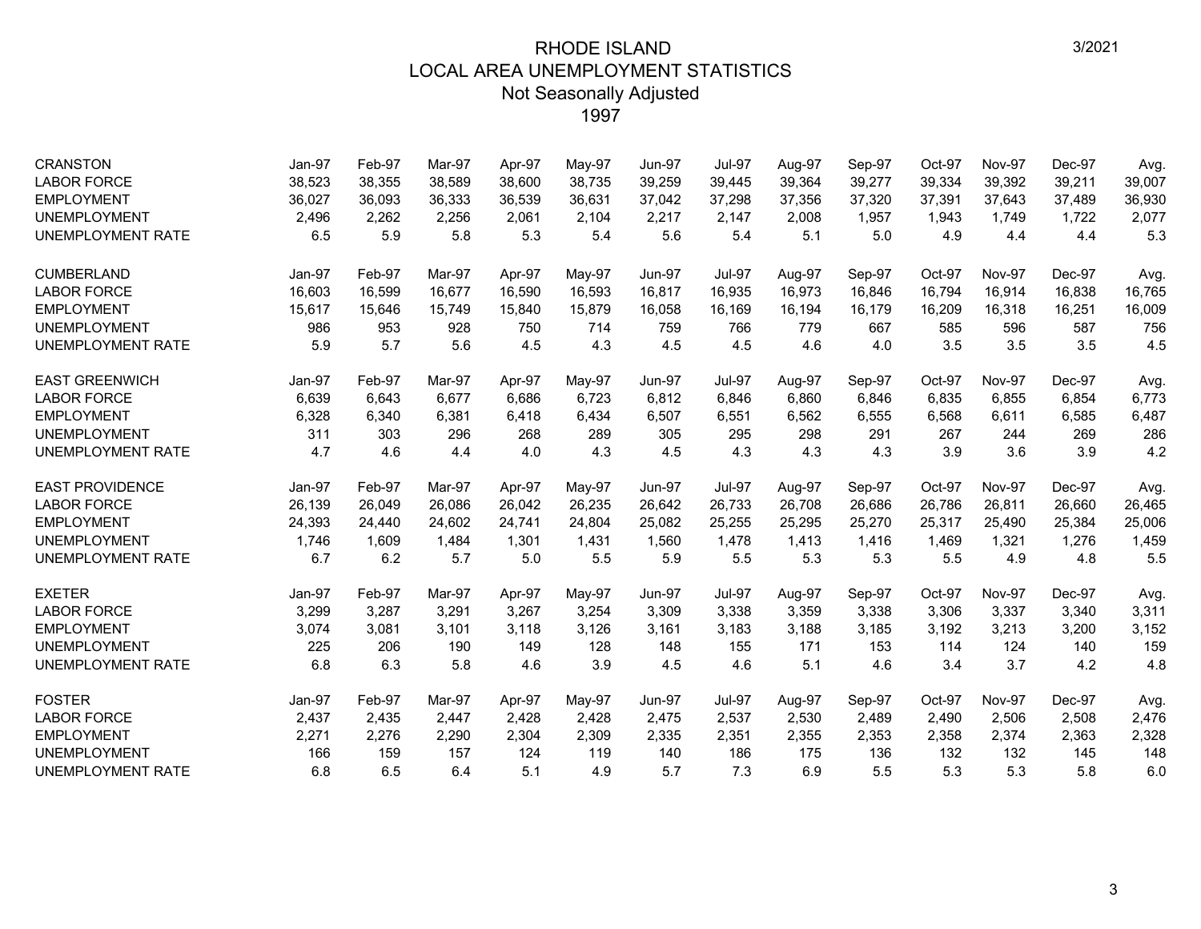# RHODE ISLAND
## LOCAL AREA UNEMPLOYMENT STATISTICS
### Not Seasonally Adjusted
### 1997

3/2021

| CRANSTON | Jan-97 | Feb-97 | Mar-97 | Apr-97 | May-97 | Jun-97 | Jul-97 | Aug-97 | Sep-97 | Oct-97 | Nov-97 | Dec-97 | Avg. |
|---|---|---|---|---|---|---|---|---|---|---|---|---|---|
| LABOR FORCE | 38,523 | 38,355 | 38,589 | 38,600 | 38,735 | 39,259 | 39,445 | 39,364 | 39,277 | 39,334 | 39,392 | 39,211 | 39,007 |
| EMPLOYMENT | 36,027 | 36,093 | 36,333 | 36,539 | 36,631 | 37,042 | 37,298 | 37,356 | 37,320 | 37,391 | 37,643 | 37,489 | 36,930 |
| UNEMPLOYMENT | 2,496 | 2,262 | 2,256 | 2,061 | 2,104 | 2,217 | 2,147 | 2,008 | 1,957 | 1,943 | 1,749 | 1,722 | 2,077 |
| UNEMPLOYMENT RATE | 6.5 | 5.9 | 5.8 | 5.3 | 5.4 | 5.6 | 5.4 | 5.1 | 5.0 | 4.9 | 4.4 | 4.4 | 5.3 |

| CUMBERLAND | Jan-97 | Feb-97 | Mar-97 | Apr-97 | May-97 | Jun-97 | Jul-97 | Aug-97 | Sep-97 | Oct-97 | Nov-97 | Dec-97 | Avg. |
|---|---|---|---|---|---|---|---|---|---|---|---|---|---|
| LABOR FORCE | 16,603 | 16,599 | 16,677 | 16,590 | 16,593 | 16,817 | 16,935 | 16,973 | 16,846 | 16,794 | 16,914 | 16,838 | 16,765 |
| EMPLOYMENT | 15,617 | 15,646 | 15,749 | 15,840 | 15,879 | 16,058 | 16,169 | 16,194 | 16,179 | 16,209 | 16,318 | 16,251 | 16,009 |
| UNEMPLOYMENT | 986 | 953 | 928 | 750 | 714 | 759 | 766 | 779 | 667 | 585 | 596 | 587 | 756 |
| UNEMPLOYMENT RATE | 5.9 | 5.7 | 5.6 | 4.5 | 4.3 | 4.5 | 4.5 | 4.6 | 4.0 | 3.5 | 3.5 | 3.5 | 4.5 |

| EAST GREENWICH | Jan-97 | Feb-97 | Mar-97 | Apr-97 | May-97 | Jun-97 | Jul-97 | Aug-97 | Sep-97 | Oct-97 | Nov-97 | Dec-97 | Avg. |
|---|---|---|---|---|---|---|---|---|---|---|---|---|---|
| LABOR FORCE | 6,639 | 6,643 | 6,677 | 6,686 | 6,723 | 6,812 | 6,846 | 6,860 | 6,846 | 6,835 | 6,855 | 6,854 | 6,773 |
| EMPLOYMENT | 6,328 | 6,340 | 6,381 | 6,418 | 6,434 | 6,507 | 6,551 | 6,562 | 6,555 | 6,568 | 6,611 | 6,585 | 6,487 |
| UNEMPLOYMENT | 311 | 303 | 296 | 268 | 289 | 305 | 295 | 298 | 291 | 267 | 244 | 269 | 286 |
| UNEMPLOYMENT RATE | 4.7 | 4.6 | 4.4 | 4.0 | 4.3 | 4.5 | 4.3 | 4.3 | 4.3 | 3.9 | 3.6 | 3.9 | 4.2 |

| EAST PROVIDENCE | Jan-97 | Feb-97 | Mar-97 | Apr-97 | May-97 | Jun-97 | Jul-97 | Aug-97 | Sep-97 | Oct-97 | Nov-97 | Dec-97 | Avg. |
|---|---|---|---|---|---|---|---|---|---|---|---|---|---|
| LABOR FORCE | 26,139 | 26,049 | 26,086 | 26,042 | 26,235 | 26,642 | 26,733 | 26,708 | 26,686 | 26,786 | 26,811 | 26,660 | 26,465 |
| EMPLOYMENT | 24,393 | 24,440 | 24,602 | 24,741 | 24,804 | 25,082 | 25,255 | 25,295 | 25,270 | 25,317 | 25,490 | 25,384 | 25,006 |
| UNEMPLOYMENT | 1,746 | 1,609 | 1,484 | 1,301 | 1,431 | 1,560 | 1,478 | 1,413 | 1,416 | 1,469 | 1,321 | 1,276 | 1,459 |
| UNEMPLOYMENT RATE | 6.7 | 6.2 | 5.7 | 5.0 | 5.5 | 5.9 | 5.5 | 5.3 | 5.3 | 5.5 | 4.9 | 4.8 | 5.5 |

| EXETER | Jan-97 | Feb-97 | Mar-97 | Apr-97 | May-97 | Jun-97 | Jul-97 | Aug-97 | Sep-97 | Oct-97 | Nov-97 | Dec-97 | Avg. |
|---|---|---|---|---|---|---|---|---|---|---|---|---|---|
| LABOR FORCE | 3,299 | 3,287 | 3,291 | 3,267 | 3,254 | 3,309 | 3,338 | 3,359 | 3,338 | 3,306 | 3,337 | 3,340 | 3,311 |
| EMPLOYMENT | 3,074 | 3,081 | 3,101 | 3,118 | 3,126 | 3,161 | 3,183 | 3,188 | 3,185 | 3,192 | 3,213 | 3,200 | 3,152 |
| UNEMPLOYMENT | 225 | 206 | 190 | 149 | 128 | 148 | 155 | 171 | 153 | 114 | 124 | 140 | 159 |
| UNEMPLOYMENT RATE | 6.8 | 6.3 | 5.8 | 4.6 | 3.9 | 4.5 | 4.6 | 5.1 | 4.6 | 3.4 | 3.7 | 4.2 | 4.8 |

| FOSTER | Jan-97 | Feb-97 | Mar-97 | Apr-97 | May-97 | Jun-97 | Jul-97 | Aug-97 | Sep-97 | Oct-97 | Nov-97 | Dec-97 | Avg. |
|---|---|---|---|---|---|---|---|---|---|---|---|---|---|
| LABOR FORCE | 2,437 | 2,435 | 2,447 | 2,428 | 2,428 | 2,475 | 2,537 | 2,530 | 2,489 | 2,490 | 2,506 | 2,508 | 2,476 |
| EMPLOYMENT | 2,271 | 2,276 | 2,290 | 2,304 | 2,309 | 2,335 | 2,351 | 2,355 | 2,353 | 2,358 | 2,374 | 2,363 | 2,328 |
| UNEMPLOYMENT | 166 | 159 | 157 | 124 | 119 | 140 | 186 | 175 | 136 | 132 | 132 | 145 | 148 |
| UNEMPLOYMENT RATE | 6.8 | 6.5 | 6.4 | 5.1 | 4.9 | 5.7 | 7.3 | 6.9 | 5.5 | 5.3 | 5.3 | 5.8 | 6.0 |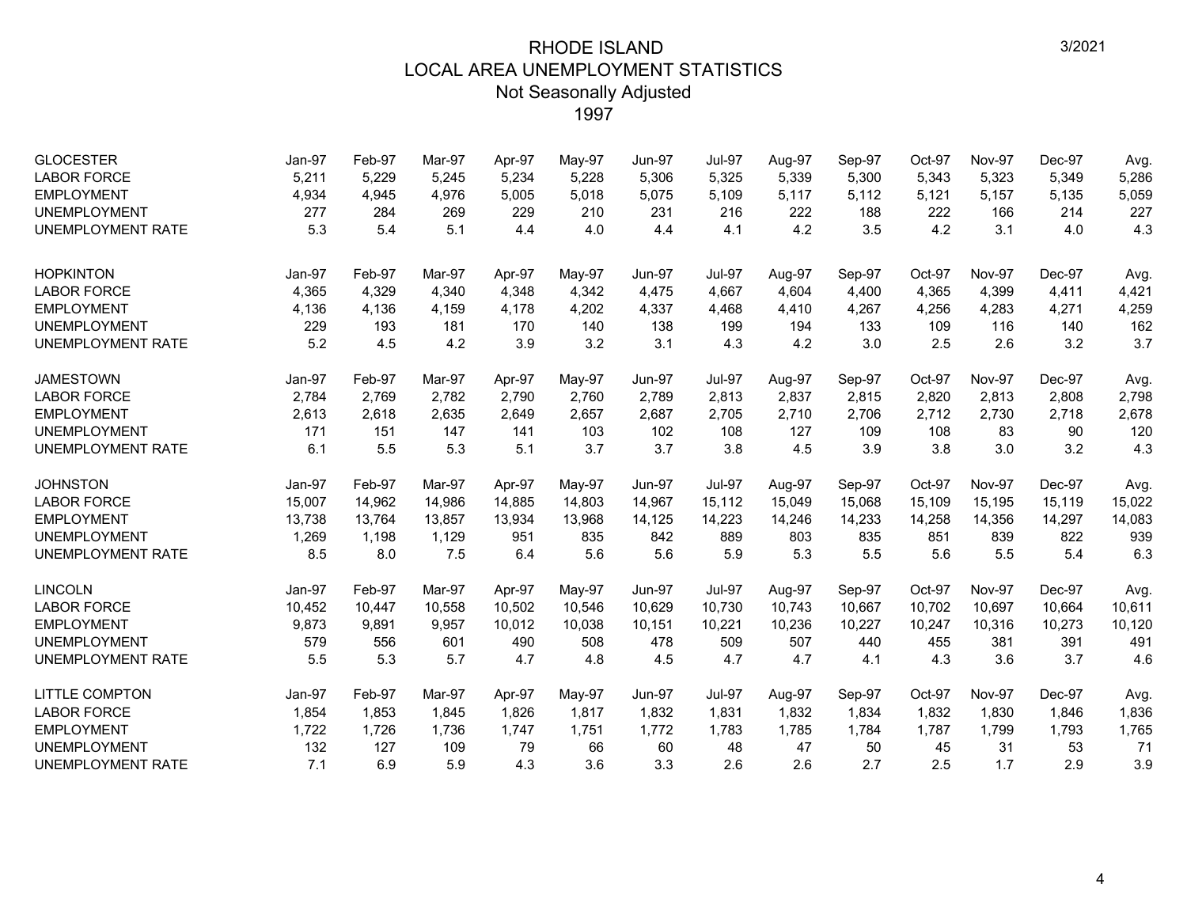# RHODE ISLAND
## LOCAL AREA UNEMPLOYMENT STATISTICS
### Not Seasonally Adjusted
### 1997

3/2021

| GLOCESTER | Jan-97 | Feb-97 | Mar-97 | Apr-97 | May-97 | Jun-97 | Jul-97 | Aug-97 | Sep-97 | Oct-97 | Nov-97 | Dec-97 | Avg. |
|---|---|---|---|---|---|---|---|---|---|---|---|---|---|
| LABOR FORCE | 5,211 | 5,229 | 5,245 | 5,234 | 5,228 | 5,306 | 5,325 | 5,339 | 5,300 | 5,343 | 5,323 | 5,349 | 5,286 |
| EMPLOYMENT | 4,934 | 4,945 | 4,976 | 5,005 | 5,018 | 5,075 | 5,109 | 5,117 | 5,112 | 5,121 | 5,157 | 5,135 | 5,059 |
| UNEMPLOYMENT | 277 | 284 | 269 | 229 | 210 | 231 | 216 | 222 | 188 | 222 | 166 | 214 | 227 |
| UNEMPLOYMENT RATE | 5.3 | 5.4 | 5.1 | 4.4 | 4.0 | 4.4 | 4.1 | 4.2 | 3.5 | 4.2 | 3.1 | 4.0 | 4.3 |

| HOPKINTON | Jan-97 | Feb-97 | Mar-97 | Apr-97 | May-97 | Jun-97 | Jul-97 | Aug-97 | Sep-97 | Oct-97 | Nov-97 | Dec-97 | Avg. |
|---|---|---|---|---|---|---|---|---|---|---|---|---|---|
| LABOR FORCE | 4,365 | 4,329 | 4,340 | 4,348 | 4,342 | 4,475 | 4,667 | 4,604 | 4,400 | 4,365 | 4,399 | 4,411 | 4,421 |
| EMPLOYMENT | 4,136 | 4,136 | 4,159 | 4,178 | 4,202 | 4,337 | 4,468 | 4,410 | 4,267 | 4,256 | 4,283 | 4,271 | 4,259 |
| UNEMPLOYMENT | 229 | 193 | 181 | 170 | 140 | 138 | 199 | 194 | 133 | 109 | 116 | 140 | 162 |
| UNEMPLOYMENT RATE | 5.2 | 4.5 | 4.2 | 3.9 | 3.2 | 3.1 | 4.3 | 4.2 | 3.0 | 2.5 | 2.6 | 3.2 | 3.7 |

| JAMESTOWN | Jan-97 | Feb-97 | Mar-97 | Apr-97 | May-97 | Jun-97 | Jul-97 | Aug-97 | Sep-97 | Oct-97 | Nov-97 | Dec-97 | Avg. |
|---|---|---|---|---|---|---|---|---|---|---|---|---|---|
| LABOR FORCE | 2,784 | 2,769 | 2,782 | 2,790 | 2,760 | 2,789 | 2,813 | 2,837 | 2,815 | 2,820 | 2,813 | 2,808 | 2,798 |
| EMPLOYMENT | 2,613 | 2,618 | 2,635 | 2,649 | 2,657 | 2,687 | 2,705 | 2,710 | 2,706 | 2,712 | 2,730 | 2,718 | 2,678 |
| UNEMPLOYMENT | 171 | 151 | 147 | 141 | 103 | 102 | 108 | 127 | 109 | 108 | 83 | 90 | 120 |
| UNEMPLOYMENT RATE | 6.1 | 5.5 | 5.3 | 5.1 | 3.7 | 3.7 | 3.8 | 4.5 | 3.9 | 3.8 | 3.0 | 3.2 | 4.3 |

| JOHNSTON | Jan-97 | Feb-97 | Mar-97 | Apr-97 | May-97 | Jun-97 | Jul-97 | Aug-97 | Sep-97 | Oct-97 | Nov-97 | Dec-97 | Avg. |
|---|---|---|---|---|---|---|---|---|---|---|---|---|---|
| LABOR FORCE | 15,007 | 14,962 | 14,986 | 14,885 | 14,803 | 14,967 | 15,112 | 15,049 | 15,068 | 15,109 | 15,195 | 15,119 | 15,022 |
| EMPLOYMENT | 13,738 | 13,764 | 13,857 | 13,934 | 13,968 | 14,125 | 14,223 | 14,246 | 14,233 | 14,258 | 14,356 | 14,297 | 14,083 |
| UNEMPLOYMENT | 1,269 | 1,198 | 1,129 | 951 | 835 | 842 | 889 | 803 | 835 | 851 | 839 | 822 | 939 |
| UNEMPLOYMENT RATE | 8.5 | 8.0 | 7.5 | 6.4 | 5.6 | 5.6 | 5.9 | 5.3 | 5.5 | 5.6 | 5.5 | 5.4 | 6.3 |

| LINCOLN | Jan-97 | Feb-97 | Mar-97 | Apr-97 | May-97 | Jun-97 | Jul-97 | Aug-97 | Sep-97 | Oct-97 | Nov-97 | Dec-97 | Avg. |
|---|---|---|---|---|---|---|---|---|---|---|---|---|---|
| LABOR FORCE | 10,452 | 10,447 | 10,558 | 10,502 | 10,546 | 10,629 | 10,730 | 10,743 | 10,667 | 10,702 | 10,697 | 10,664 | 10,611 |
| EMPLOYMENT | 9,873 | 9,891 | 9,957 | 10,012 | 10,038 | 10,151 | 10,221 | 10,236 | 10,227 | 10,247 | 10,316 | 10,273 | 10,120 |
| UNEMPLOYMENT | 579 | 556 | 601 | 490 | 508 | 478 | 509 | 507 | 440 | 455 | 381 | 391 | 491 |
| UNEMPLOYMENT RATE | 5.5 | 5.3 | 5.7 | 4.7 | 4.8 | 4.5 | 4.7 | 4.7 | 4.1 | 4.3 | 3.6 | 3.7 | 4.6 |

| LITTLE COMPTON | Jan-97 | Feb-97 | Mar-97 | Apr-97 | May-97 | Jun-97 | Jul-97 | Aug-97 | Sep-97 | Oct-97 | Nov-97 | Dec-97 | Avg. |
|---|---|---|---|---|---|---|---|---|---|---|---|---|---|
| LABOR FORCE | 1,854 | 1,853 | 1,845 | 1,826 | 1,817 | 1,832 | 1,831 | 1,832 | 1,834 | 1,832 | 1,830 | 1,846 | 1,836 |
| EMPLOYMENT | 1,722 | 1,726 | 1,736 | 1,747 | 1,751 | 1,772 | 1,783 | 1,785 | 1,784 | 1,787 | 1,799 | 1,793 | 1,765 |
| UNEMPLOYMENT | 132 | 127 | 109 | 79 | 66 | 60 | 48 | 47 | 50 | 45 | 31 | 53 | 71 |
| UNEMPLOYMENT RATE | 7.1 | 6.9 | 5.9 | 4.3 | 3.6 | 3.3 | 2.6 | 2.6 | 2.7 | 2.5 | 1.7 | 2.9 | 3.9 |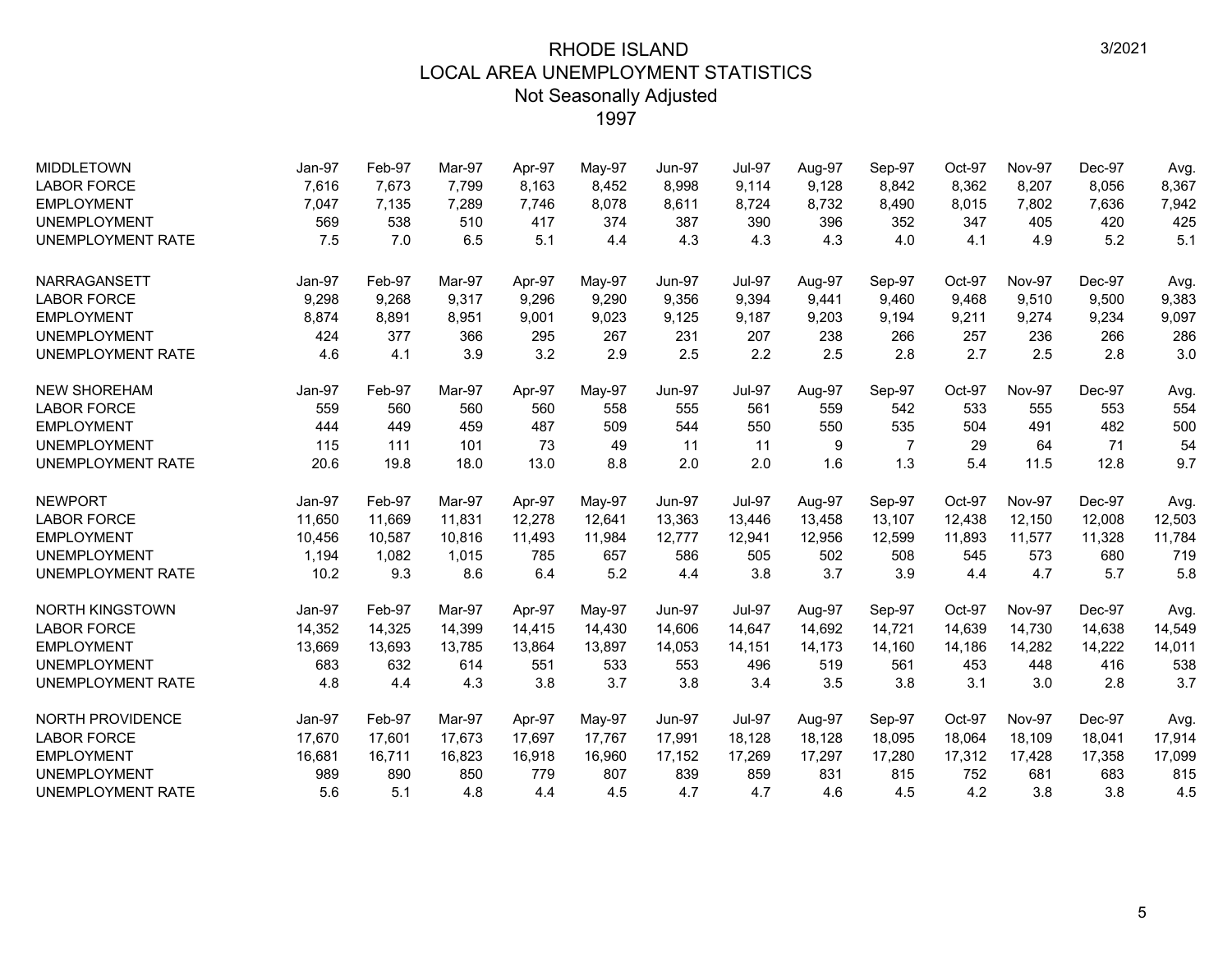# RHODE ISLAND
## LOCAL AREA UNEMPLOYMENT STATISTICS
### Not Seasonally Adjusted
### 1997

3/2021

| MIDDLETOWN | Jan-97 | Feb-97 | Mar-97 | Apr-97 | May-97 | Jun-97 | Jul-97 | Aug-97 | Sep-97 | Oct-97 | Nov-97 | Dec-97 | Avg. |
|---|---|---|---|---|---|---|---|---|---|---|---|---|---|
| LABOR FORCE | 7,616 | 7,673 | 7,799 | 8,163 | 8,452 | 8,998 | 9,114 | 9,128 | 8,842 | 8,362 | 8,207 | 8,056 | 8,367 |
| EMPLOYMENT | 7,047 | 7,135 | 7,289 | 7,746 | 8,078 | 8,611 | 8,724 | 8,732 | 8,490 | 8,015 | 7,802 | 7,636 | 7,942 |
| UNEMPLOYMENT | 569 | 538 | 510 | 417 | 374 | 387 | 390 | 396 | 352 | 347 | 405 | 420 | 425 |
| UNEMPLOYMENT RATE | 7.5 | 7.0 | 6.5 | 5.1 | 4.4 | 4.3 | 4.3 | 4.3 | 4.0 | 4.1 | 4.9 | 5.2 | 5.1 |

| NARRAGANSETT | Jan-97 | Feb-97 | Mar-97 | Apr-97 | May-97 | Jun-97 | Jul-97 | Aug-97 | Sep-97 | Oct-97 | Nov-97 | Dec-97 | Avg. |
|---|---|---|---|---|---|---|---|---|---|---|---|---|---|
| LABOR FORCE | 9,298 | 9,268 | 9,317 | 9,296 | 9,290 | 9,356 | 9,394 | 9,441 | 9,460 | 9,468 | 9,510 | 9,500 | 9,383 |
| EMPLOYMENT | 8,874 | 8,891 | 8,951 | 9,001 | 9,023 | 9,125 | 9,187 | 9,203 | 9,194 | 9,211 | 9,274 | 9,234 | 9,097 |
| UNEMPLOYMENT | 424 | 377 | 366 | 295 | 267 | 231 | 207 | 238 | 266 | 257 | 236 | 266 | 286 |
| UNEMPLOYMENT RATE | 4.6 | 4.1 | 3.9 | 3.2 | 2.9 | 2.5 | 2.2 | 2.5 | 2.8 | 2.7 | 2.5 | 2.8 | 3.0 |

| NEW SHOREHAM | Jan-97 | Feb-97 | Mar-97 | Apr-97 | May-97 | Jun-97 | Jul-97 | Aug-97 | Sep-97 | Oct-97 | Nov-97 | Dec-97 | Avg. |
|---|---|---|---|---|---|---|---|---|---|---|---|---|---|
| LABOR FORCE | 559 | 560 | 560 | 560 | 558 | 555 | 561 | 559 | 542 | 533 | 555 | 553 | 554 |
| EMPLOYMENT | 444 | 449 | 459 | 487 | 509 | 544 | 550 | 550 | 535 | 504 | 491 | 482 | 500 |
| UNEMPLOYMENT | 115 | 111 | 101 | 73 | 49 | 11 | 11 | 9 | 7 | 29 | 64 | 71 | 54 |
| UNEMPLOYMENT RATE | 20.6 | 19.8 | 18.0 | 13.0 | 8.8 | 2.0 | 2.0 | 1.6 | 1.3 | 5.4 | 11.5 | 12.8 | 9.7 |

| NEWPORT | Jan-97 | Feb-97 | Mar-97 | Apr-97 | May-97 | Jun-97 | Jul-97 | Aug-97 | Sep-97 | Oct-97 | Nov-97 | Dec-97 | Avg. |
|---|---|---|---|---|---|---|---|---|---|---|---|---|---|
| LABOR FORCE | 11,650 | 11,669 | 11,831 | 12,278 | 12,641 | 13,363 | 13,446 | 13,458 | 13,107 | 12,438 | 12,150 | 12,008 | 12,503 |
| EMPLOYMENT | 10,456 | 10,587 | 10,816 | 11,493 | 11,984 | 12,777 | 12,941 | 12,956 | 12,599 | 11,893 | 11,577 | 11,328 | 11,784 |
| UNEMPLOYMENT | 1,194 | 1,082 | 1,015 | 785 | 657 | 586 | 505 | 502 | 508 | 545 | 573 | 680 | 719 |
| UNEMPLOYMENT RATE | 10.2 | 9.3 | 8.6 | 6.4 | 5.2 | 4.4 | 3.8 | 3.7 | 3.9 | 4.4 | 4.7 | 5.7 | 5.8 |

| NORTH KINGSTOWN | Jan-97 | Feb-97 | Mar-97 | Apr-97 | May-97 | Jun-97 | Jul-97 | Aug-97 | Sep-97 | Oct-97 | Nov-97 | Dec-97 | Avg. |
|---|---|---|---|---|---|---|---|---|---|---|---|---|---|
| LABOR FORCE | 14,352 | 14,325 | 14,399 | 14,415 | 14,430 | 14,606 | 14,647 | 14,692 | 14,721 | 14,639 | 14,730 | 14,638 | 14,549 |
| EMPLOYMENT | 13,669 | 13,693 | 13,785 | 13,864 | 13,897 | 14,053 | 14,151 | 14,173 | 14,160 | 14,186 | 14,282 | 14,222 | 14,011 |
| UNEMPLOYMENT | 683 | 632 | 614 | 551 | 533 | 553 | 496 | 519 | 561 | 453 | 448 | 416 | 538 |
| UNEMPLOYMENT RATE | 4.8 | 4.4 | 4.3 | 3.8 | 3.7 | 3.8 | 3.4 | 3.5 | 3.8 | 3.1 | 3.0 | 2.8 | 3.7 |

| NORTH PROVIDENCE | Jan-97 | Feb-97 | Mar-97 | Apr-97 | May-97 | Jun-97 | Jul-97 | Aug-97 | Sep-97 | Oct-97 | Nov-97 | Dec-97 | Avg. |
|---|---|---|---|---|---|---|---|---|---|---|---|---|---|
| LABOR FORCE | 17,670 | 17,601 | 17,673 | 17,697 | 17,767 | 17,991 | 18,128 | 18,128 | 18,095 | 18,064 | 18,109 | 18,041 | 17,914 |
| EMPLOYMENT | 16,681 | 16,711 | 16,823 | 16,918 | 16,960 | 17,152 | 17,269 | 17,297 | 17,280 | 17,312 | 17,428 | 17,358 | 17,099 |
| UNEMPLOYMENT | 989 | 890 | 850 | 779 | 807 | 839 | 859 | 831 | 815 | 752 | 681 | 683 | 815 |
| UNEMPLOYMENT RATE | 5.6 | 5.1 | 4.8 | 4.4 | 4.5 | 4.7 | 4.7 | 4.6 | 4.5 | 4.2 | 3.8 | 3.8 | 4.5 |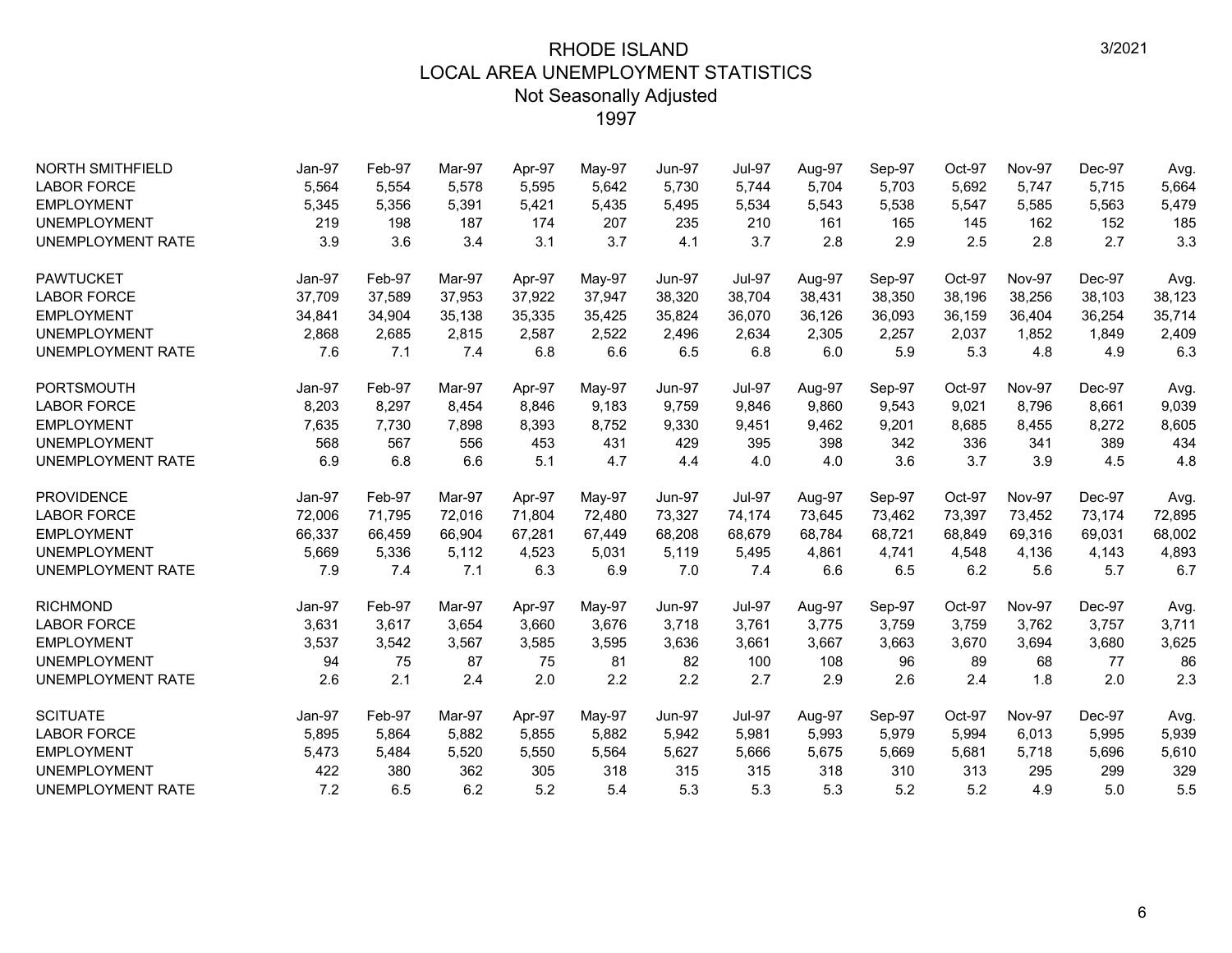# RHODE ISLAND
## LOCAL AREA UNEMPLOYMENT STATISTICS
### Not Seasonally Adjusted
### 1997

3/2021

| NORTH SMITHFIELD | Jan-97 | Feb-97 | Mar-97 | Apr-97 | May-97 | Jun-97 | Jul-97 | Aug-97 | Sep-97 | Oct-97 | Nov-97 | Dec-97 | Avg. |
|---|---|---|---|---|---|---|---|---|---|---|---|---|---|
| LABOR FORCE | 5,564 | 5,554 | 5,578 | 5,595 | 5,642 | 5,730 | 5,744 | 5,704 | 5,703 | 5,692 | 5,747 | 5,715 | 5,664 |
| EMPLOYMENT | 5,345 | 5,356 | 5,391 | 5,421 | 5,435 | 5,495 | 5,534 | 5,543 | 5,538 | 5,547 | 5,585 | 5,563 | 5,479 |
| UNEMPLOYMENT | 219 | 198 | 187 | 174 | 207 | 235 | 210 | 161 | 165 | 145 | 162 | 152 | 185 |
| UNEMPLOYMENT RATE | 3.9 | 3.6 | 3.4 | 3.1 | 3.7 | 4.1 | 3.7 | 2.8 | 2.9 | 2.5 | 2.8 | 2.7 | 3.3 |

| PAWTUCKET | Jan-97 | Feb-97 | Mar-97 | Apr-97 | May-97 | Jun-97 | Jul-97 | Aug-97 | Sep-97 | Oct-97 | Nov-97 | Dec-97 | Avg. |
|---|---|---|---|---|---|---|---|---|---|---|---|---|---|
| LABOR FORCE | 37,709 | 37,589 | 37,953 | 37,922 | 37,947 | 38,320 | 38,704 | 38,431 | 38,350 | 38,196 | 38,256 | 38,103 | 38,123 |
| EMPLOYMENT | 34,841 | 34,904 | 35,138 | 35,335 | 35,425 | 35,824 | 36,070 | 36,126 | 36,093 | 36,159 | 36,404 | 36,254 | 35,714 |
| UNEMPLOYMENT | 2,868 | 2,685 | 2,815 | 2,587 | 2,522 | 2,496 | 2,634 | 2,305 | 2,257 | 2,037 | 1,852 | 1,849 | 2,409 |
| UNEMPLOYMENT RATE | 7.6 | 7.1 | 7.4 | 6.8 | 6.6 | 6.5 | 6.8 | 6.0 | 5.9 | 5.3 | 4.8 | 4.9 | 6.3 |

| PORTSMOUTH | Jan-97 | Feb-97 | Mar-97 | Apr-97 | May-97 | Jun-97 | Jul-97 | Aug-97 | Sep-97 | Oct-97 | Nov-97 | Dec-97 | Avg. |
|---|---|---|---|---|---|---|---|---|---|---|---|---|---|
| LABOR FORCE | 8,203 | 8,297 | 8,454 | 8,846 | 9,183 | 9,759 | 9,846 | 9,860 | 9,543 | 9,021 | 8,796 | 8,661 | 9,039 |
| EMPLOYMENT | 7,635 | 7,730 | 7,898 | 8,393 | 8,752 | 9,330 | 9,451 | 9,462 | 9,201 | 8,685 | 8,455 | 8,272 | 8,605 |
| UNEMPLOYMENT | 568 | 567 | 556 | 453 | 431 | 429 | 395 | 398 | 342 | 336 | 341 | 389 | 434 |
| UNEMPLOYMENT RATE | 6.9 | 6.8 | 6.6 | 5.1 | 4.7 | 4.4 | 4.0 | 4.0 | 3.6 | 3.7 | 3.9 | 4.5 | 4.8 |

| PROVIDENCE | Jan-97 | Feb-97 | Mar-97 | Apr-97 | May-97 | Jun-97 | Jul-97 | Aug-97 | Sep-97 | Oct-97 | Nov-97 | Dec-97 | Avg. |
|---|---|---|---|---|---|---|---|---|---|---|---|---|---|
| LABOR FORCE | 72,006 | 71,795 | 72,016 | 71,804 | 72,480 | 73,327 | 74,174 | 73,645 | 73,462 | 73,397 | 73,452 | 73,174 | 72,895 |
| EMPLOYMENT | 66,337 | 66,459 | 66,904 | 67,281 | 67,449 | 68,208 | 68,679 | 68,784 | 68,721 | 68,849 | 69,316 | 69,031 | 68,002 |
| UNEMPLOYMENT | 5,669 | 5,336 | 5,112 | 4,523 | 5,031 | 5,119 | 5,495 | 4,861 | 4,741 | 4,548 | 4,136 | 4,143 | 4,893 |
| UNEMPLOYMENT RATE | 7.9 | 7.4 | 7.1 | 6.3 | 6.9 | 7.0 | 7.4 | 6.6 | 6.5 | 6.2 | 5.6 | 5.7 | 6.7 |

| RICHMOND | Jan-97 | Feb-97 | Mar-97 | Apr-97 | May-97 | Jun-97 | Jul-97 | Aug-97 | Sep-97 | Oct-97 | Nov-97 | Dec-97 | Avg. |
|---|---|---|---|---|---|---|---|---|---|---|---|---|---|
| LABOR FORCE | 3,631 | 3,617 | 3,654 | 3,660 | 3,676 | 3,718 | 3,761 | 3,775 | 3,759 | 3,759 | 3,762 | 3,757 | 3,711 |
| EMPLOYMENT | 3,537 | 3,542 | 3,567 | 3,585 | 3,595 | 3,636 | 3,661 | 3,667 | 3,663 | 3,670 | 3,694 | 3,680 | 3,625 |
| UNEMPLOYMENT | 94 | 75 | 87 | 75 | 81 | 82 | 100 | 108 | 96 | 89 | 68 | 77 | 86 |
| UNEMPLOYMENT RATE | 2.6 | 2.1 | 2.4 | 2.0 | 2.2 | 2.2 | 2.7 | 2.9 | 2.6 | 2.4 | 1.8 | 2.0 | 2.3 |

| SCITUATE | Jan-97 | Feb-97 | Mar-97 | Apr-97 | May-97 | Jun-97 | Jul-97 | Aug-97 | Sep-97 | Oct-97 | Nov-97 | Dec-97 | Avg. |
|---|---|---|---|---|---|---|---|---|---|---|---|---|---|
| LABOR FORCE | 5,895 | 5,864 | 5,882 | 5,855 | 5,882 | 5,942 | 5,981 | 5,993 | 5,979 | 5,994 | 6,013 | 5,995 | 5,939 |
| EMPLOYMENT | 5,473 | 5,484 | 5,520 | 5,550 | 5,564 | 5,627 | 5,666 | 5,675 | 5,669 | 5,681 | 5,718 | 5,696 | 5,610 |
| UNEMPLOYMENT | 422 | 380 | 362 | 305 | 318 | 315 | 315 | 318 | 310 | 313 | 295 | 299 | 329 |
| UNEMPLOYMENT RATE | 7.2 | 6.5 | 6.2 | 5.2 | 5.4 | 5.3 | 5.3 | 5.3 | 5.2 | 5.2 | 4.9 | 5.0 | 5.5 |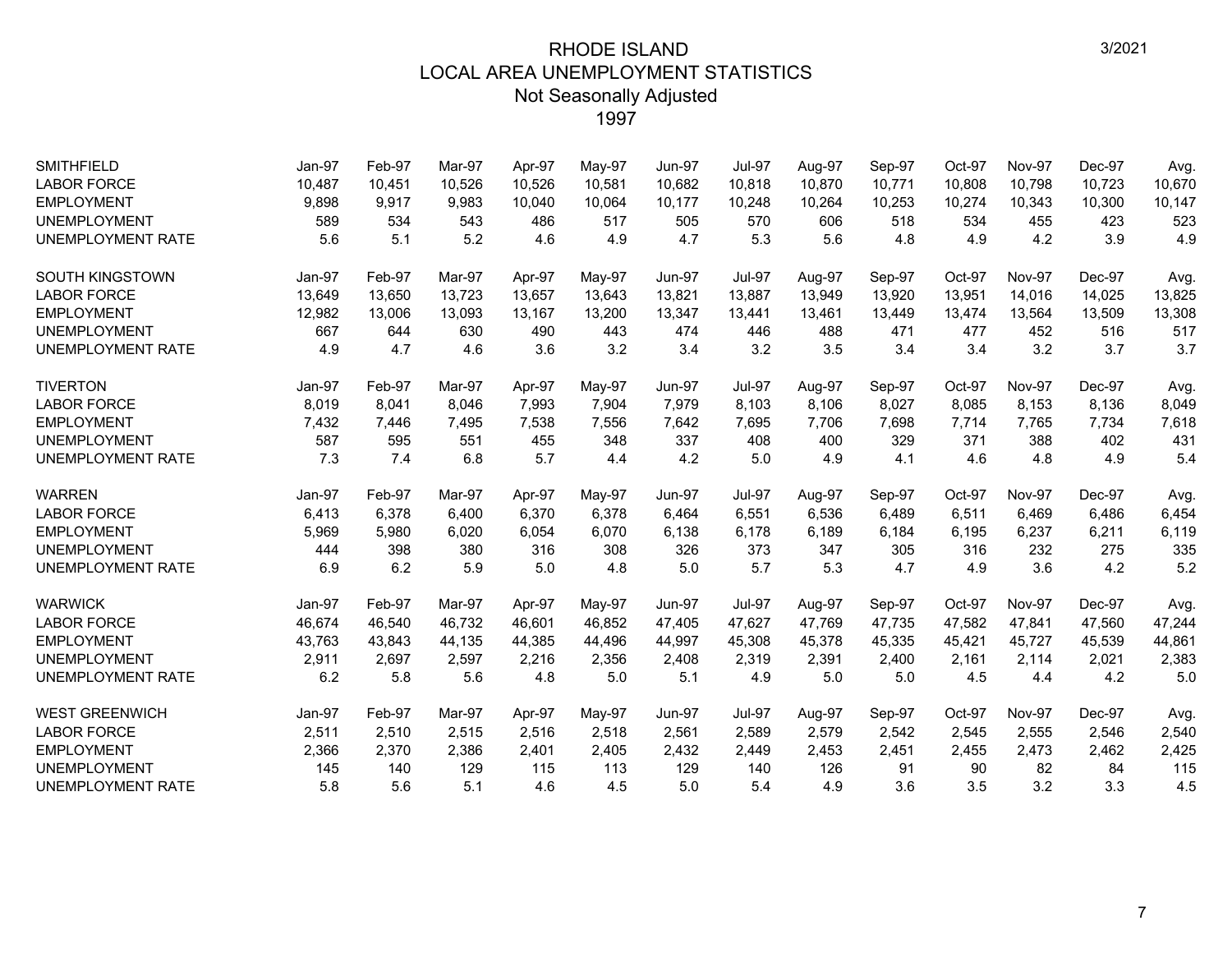# RHODE ISLAND
## LOCAL AREA UNEMPLOYMENT STATISTICS
### Not Seasonally Adjusted
### 1997

3/2021

| SMITHFIELD | Jan-97 | Feb-97 | Mar-97 | Apr-97 | May-97 | Jun-97 | Jul-97 | Aug-97 | Sep-97 | Oct-97 | Nov-97 | Dec-97 | Avg. |
|---|---|---|---|---|---|---|---|---|---|---|---|---|---|
| LABOR FORCE | 10,487 | 10,451 | 10,526 | 10,526 | 10,581 | 10,682 | 10,818 | 10,870 | 10,771 | 10,808 | 10,798 | 10,723 | 10,670 |
| EMPLOYMENT | 9,898 | 9,917 | 9,983 | 10,040 | 10,064 | 10,177 | 10,248 | 10,264 | 10,253 | 10,274 | 10,343 | 10,300 | 10,147 |
| UNEMPLOYMENT | 589 | 534 | 543 | 486 | 517 | 505 | 570 | 606 | 518 | 534 | 455 | 423 | 523 |
| UNEMPLOYMENT RATE | 5.6 | 5.1 | 5.2 | 4.6 | 4.9 | 4.7 | 5.3 | 5.6 | 4.8 | 4.9 | 4.2 | 3.9 | 4.9 |

| SOUTH KINGSTOWN | Jan-97 | Feb-97 | Mar-97 | Apr-97 | May-97 | Jun-97 | Jul-97 | Aug-97 | Sep-97 | Oct-97 | Nov-97 | Dec-97 | Avg. |
|---|---|---|---|---|---|---|---|---|---|---|---|---|---|
| LABOR FORCE | 13,649 | 13,650 | 13,723 | 13,657 | 13,643 | 13,821 | 13,887 | 13,949 | 13,920 | 13,951 | 14,016 | 14,025 | 13,825 |
| EMPLOYMENT | 12,982 | 13,006 | 13,093 | 13,167 | 13,200 | 13,347 | 13,441 | 13,461 | 13,449 | 13,474 | 13,564 | 13,509 | 13,308 |
| UNEMPLOYMENT | 667 | 644 | 630 | 490 | 443 | 474 | 446 | 488 | 471 | 477 | 452 | 516 | 517 |
| UNEMPLOYMENT RATE | 4.9 | 4.7 | 4.6 | 3.6 | 3.2 | 3.4 | 3.2 | 3.5 | 3.4 | 3.4 | 3.2 | 3.7 | 3.7 |

| TIVERTON | Jan-97 | Feb-97 | Mar-97 | Apr-97 | May-97 | Jun-97 | Jul-97 | Aug-97 | Sep-97 | Oct-97 | Nov-97 | Dec-97 | Avg. |
|---|---|---|---|---|---|---|---|---|---|---|---|---|---|
| LABOR FORCE | 8,019 | 8,041 | 8,046 | 7,993 | 7,904 | 7,979 | 8,103 | 8,106 | 8,027 | 8,085 | 8,153 | 8,136 | 8,049 |
| EMPLOYMENT | 7,432 | 7,446 | 7,495 | 7,538 | 7,556 | 7,642 | 7,695 | 7,706 | 7,698 | 7,714 | 7,765 | 7,734 | 7,618 |
| UNEMPLOYMENT | 587 | 595 | 551 | 455 | 348 | 337 | 408 | 400 | 329 | 371 | 388 | 402 | 431 |
| UNEMPLOYMENT RATE | 7.3 | 7.4 | 6.8 | 5.7 | 4.4 | 4.2 | 5.0 | 4.9 | 4.1 | 4.6 | 4.8 | 4.9 | 5.4 |

| WARREN | Jan-97 | Feb-97 | Mar-97 | Apr-97 | May-97 | Jun-97 | Jul-97 | Aug-97 | Sep-97 | Oct-97 | Nov-97 | Dec-97 | Avg. |
|---|---|---|---|---|---|---|---|---|---|---|---|---|---|
| LABOR FORCE | 6,413 | 6,378 | 6,400 | 6,370 | 6,378 | 6,464 | 6,551 | 6,536 | 6,489 | 6,511 | 6,469 | 6,486 | 6,454 |
| EMPLOYMENT | 5,969 | 5,980 | 6,020 | 6,054 | 6,070 | 6,138 | 6,178 | 6,189 | 6,184 | 6,195 | 6,237 | 6,211 | 6,119 |
| UNEMPLOYMENT | 444 | 398 | 380 | 316 | 308 | 326 | 373 | 347 | 305 | 316 | 232 | 275 | 335 |
| UNEMPLOYMENT RATE | 6.9 | 6.2 | 5.9 | 5.0 | 4.8 | 5.0 | 5.7 | 5.3 | 4.7 | 4.9 | 3.6 | 4.2 | 5.2 |

| WARWICK | Jan-97 | Feb-97 | Mar-97 | Apr-97 | May-97 | Jun-97 | Jul-97 | Aug-97 | Sep-97 | Oct-97 | Nov-97 | Dec-97 | Avg. |
|---|---|---|---|---|---|---|---|---|---|---|---|---|---|
| LABOR FORCE | 46,674 | 46,540 | 46,732 | 46,601 | 46,852 | 47,405 | 47,627 | 47,769 | 47,735 | 47,582 | 47,841 | 47,560 | 47,244 |
| EMPLOYMENT | 43,763 | 43,843 | 44,135 | 44,385 | 44,496 | 44,997 | 45,308 | 45,378 | 45,335 | 45,421 | 45,727 | 45,539 | 44,861 |
| UNEMPLOYMENT | 2,911 | 2,697 | 2,597 | 2,216 | 2,356 | 2,408 | 2,319 | 2,391 | 2,400 | 2,161 | 2,114 | 2,021 | 2,383 |
| UNEMPLOYMENT RATE | 6.2 | 5.8 | 5.6 | 4.8 | 5.0 | 5.1 | 4.9 | 5.0 | 5.0 | 4.5 | 4.4 | 4.2 | 5.0 |

| WEST GREENWICH | Jan-97 | Feb-97 | Mar-97 | Apr-97 | May-97 | Jun-97 | Jul-97 | Aug-97 | Sep-97 | Oct-97 | Nov-97 | Dec-97 | Avg. |
|---|---|---|---|---|---|---|---|---|---|---|---|---|---|
| LABOR FORCE | 2,511 | 2,510 | 2,515 | 2,516 | 2,518 | 2,561 | 2,589 | 2,579 | 2,542 | 2,545 | 2,555 | 2,546 | 2,540 |
| EMPLOYMENT | 2,366 | 2,370 | 2,386 | 2,401 | 2,405 | 2,432 | 2,449 | 2,453 | 2,451 | 2,455 | 2,473 | 2,462 | 2,425 |
| UNEMPLOYMENT | 145 | 140 | 129 | 115 | 113 | 129 | 140 | 126 | 91 | 90 | 82 | 84 | 115 |
| UNEMPLOYMENT RATE | 5.8 | 5.6 | 5.1 | 4.6 | 4.5 | 5.0 | 5.4 | 4.9 | 3.6 | 3.5 | 3.2 | 3.3 | 4.5 |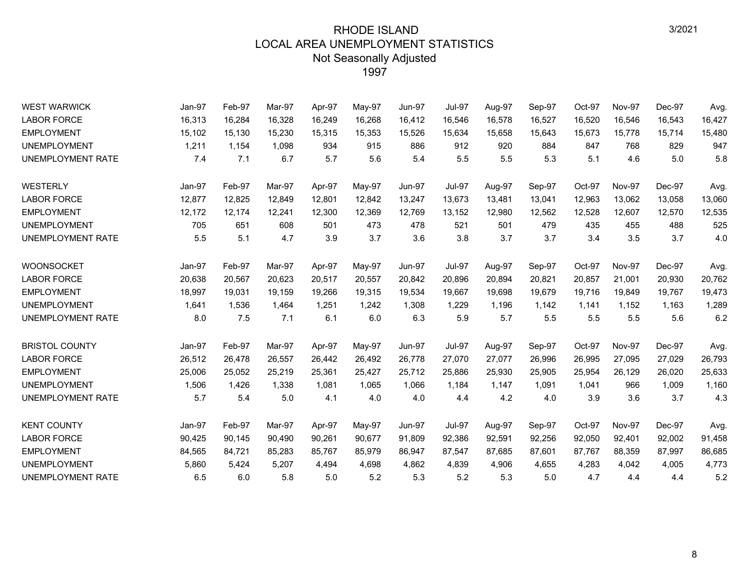# RHODE ISLAND
## LOCAL AREA UNEMPLOYMENT STATISTICS
### Not Seasonally Adjusted
### 1997

| WEST WARWICK | Jan-97 | Feb-97 | Mar-97 | Apr-97 | May-97 | Jun-97 | Jul-97 | Aug-97 | Sep-97 | Oct-97 | Nov-97 | Dec-97 | Avg. |
|---|---|---|---|---|---|---|---|---|---|---|---|---|---|
| LABOR FORCE | 16,313 | 16,284 | 16,328 | 16,249 | 16,268 | 16,412 | 16,546 | 16,578 | 16,527 | 16,520 | 16,546 | 16,543 | 16,427 |
| EMPLOYMENT | 15,102 | 15,130 | 15,230 | 15,315 | 15,353 | 15,526 | 15,634 | 15,658 | 15,643 | 15,673 | 15,778 | 15,714 | 15,480 |
| UNEMPLOYMENT | 1,211 | 1,154 | 1,098 | 934 | 915 | 886 | 912 | 920 | 884 | 847 | 768 | 829 | 947 |
| UNEMPLOYMENT RATE | 7.4 | 7.1 | 6.7 | 5.7 | 5.6 | 5.4 | 5.5 | 5.5 | 5.3 | 5.1 | 4.6 | 5.0 | 5.8 |

| WESTERLY | Jan-97 | Feb-97 | Mar-97 | Apr-97 | May-97 | Jun-97 | Jul-97 | Aug-97 | Sep-97 | Oct-97 | Nov-97 | Dec-97 | Avg. |
|---|---|---|---|---|---|---|---|---|---|---|---|---|---|
| LABOR FORCE | 12,877 | 12,825 | 12,849 | 12,801 | 12,842 | 13,247 | 13,673 | 13,481 | 13,041 | 12,963 | 13,062 | 13,058 | 13,060 |
| EMPLOYMENT | 12,172 | 12,174 | 12,241 | 12,300 | 12,369 | 12,769 | 13,152 | 12,980 | 12,562 | 12,528 | 12,607 | 12,570 | 12,535 |
| UNEMPLOYMENT | 705 | 651 | 608 | 501 | 473 | 478 | 521 | 501 | 479 | 435 | 455 | 488 | 525 |
| UNEMPLOYMENT RATE | 5.5 | 5.1 | 4.7 | 3.9 | 3.7 | 3.6 | 3.8 | 3.7 | 3.7 | 3.4 | 3.5 | 3.7 | 4.0 |

| WOONSOCKET | Jan-97 | Feb-97 | Mar-97 | Apr-97 | May-97 | Jun-97 | Jul-97 | Aug-97 | Sep-97 | Oct-97 | Nov-97 | Dec-97 | Avg. |
|---|---|---|---|---|---|---|---|---|---|---|---|---|---|
| LABOR FORCE | 20,638 | 20,567 | 20,623 | 20,517 | 20,557 | 20,842 | 20,896 | 20,894 | 20,821 | 20,857 | 21,001 | 20,930 | 20,762 |
| EMPLOYMENT | 18,997 | 19,031 | 19,159 | 19,266 | 19,315 | 19,534 | 19,667 | 19,698 | 19,679 | 19,716 | 19,849 | 19,767 | 19,473 |
| UNEMPLOYMENT | 1,641 | 1,536 | 1,464 | 1,251 | 1,242 | 1,308 | 1,229 | 1,196 | 1,142 | 1,141 | 1,152 | 1,163 | 1,289 |
| UNEMPLOYMENT RATE | 8.0 | 7.5 | 7.1 | 6.1 | 6.0 | 6.3 | 5.9 | 5.7 | 5.5 | 5.5 | 5.5 | 5.6 | 6.2 |

| BRISTOL COUNTY | Jan-97 | Feb-97 | Mar-97 | Apr-97 | May-97 | Jun-97 | Jul-97 | Aug-97 | Sep-97 | Oct-97 | Nov-97 | Dec-97 | Avg. |
|---|---|---|---|---|---|---|---|---|---|---|---|---|---|
| LABOR FORCE | 26,512 | 26,478 | 26,557 | 26,442 | 26,492 | 26,778 | 27,070 | 27,077 | 26,996 | 26,995 | 27,095 | 27,029 | 26,793 |
| EMPLOYMENT | 25,006 | 25,052 | 25,219 | 25,361 | 25,427 | 25,712 | 25,886 | 25,930 | 25,905 | 25,954 | 26,129 | 26,020 | 25,633 |
| UNEMPLOYMENT | 1,506 | 1,426 | 1,338 | 1,081 | 1,065 | 1,066 | 1,184 | 1,147 | 1,091 | 1,041 | 966 | 1,009 | 1,160 |
| UNEMPLOYMENT RATE | 5.7 | 5.4 | 5.0 | 4.1 | 4.0 | 4.0 | 4.4 | 4.2 | 4.0 | 3.9 | 3.6 | 3.7 | 4.3 |

| KENT COUNTY | Jan-97 | Feb-97 | Mar-97 | Apr-97 | May-97 | Jun-97 | Jul-97 | Aug-97 | Sep-97 | Oct-97 | Nov-97 | Dec-97 | Avg. |
|---|---|---|---|---|---|---|---|---|---|---|---|---|---|
| LABOR FORCE | 90,425 | 90,145 | 90,490 | 90,261 | 90,677 | 91,809 | 92,386 | 92,591 | 92,256 | 92,050 | 92,401 | 92,002 | 91,458 |
| EMPLOYMENT | 84,565 | 84,721 | 85,283 | 85,767 | 85,979 | 86,947 | 87,547 | 87,685 | 87,601 | 87,767 | 88,359 | 87,997 | 86,685 |
| UNEMPLOYMENT | 5,860 | 5,424 | 5,207 | 4,494 | 4,698 | 4,862 | 4,839 | 4,906 | 4,655 | 4,283 | 4,042 | 4,005 | 4,773 |
| UNEMPLOYMENT RATE | 6.5 | 6.0 | 5.8 | 5.0 | 5.2 | 5.3 | 5.2 | 5.3 | 5.0 | 4.7 | 4.4 | 4.4 | 5.2 |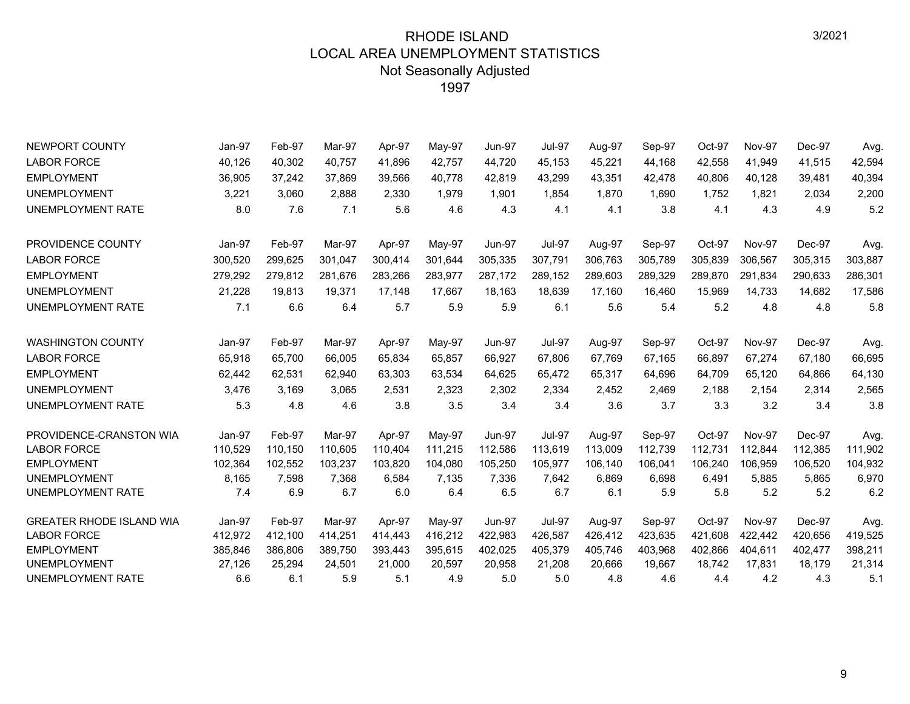# RHODE ISLAND
## LOCAL AREA UNEMPLOYMENT STATISTICS
### Not Seasonally Adjusted
### 1997

3/2021

| NEWPORT COUNTY | Jan-97 | Feb-97 | Mar-97 | Apr-97 | May-97 | Jun-97 | Jul-97 | Aug-97 | Sep-97 | Oct-97 | Nov-97 | Dec-97 | Avg. |
|---|---|---|---|---|---|---|---|---|---|---|---|---|---|
| LABOR FORCE | 40,126 | 40,302 | 40,757 | 41,896 | 42,757 | 44,720 | 45,153 | 45,221 | 44,168 | 42,558 | 41,949 | 41,515 | 42,594 |
| EMPLOYMENT | 36,905 | 37,242 | 37,869 | 39,566 | 40,778 | 42,819 | 43,299 | 43,351 | 42,478 | 40,806 | 40,128 | 39,481 | 40,394 |
| UNEMPLOYMENT | 3,221 | 3,060 | 2,888 | 2,330 | 1,979 | 1,901 | 1,854 | 1,870 | 1,690 | 1,752 | 1,821 | 2,034 | 2,200 |
| UNEMPLOYMENT RATE | 8.0 | 7.6 | 7.1 | 5.6 | 4.6 | 4.3 | 4.1 | 4.1 | 3.8 | 4.1 | 4.3 | 4.9 | 5.2 |

| PROVIDENCE COUNTY | Jan-97 | Feb-97 | Mar-97 | Apr-97 | May-97 | Jun-97 | Jul-97 | Aug-97 | Sep-97 | Oct-97 | Nov-97 | Dec-97 | Avg. |
|---|---|---|---|---|---|---|---|---|---|---|---|---|---|
| LABOR FORCE | 300,520 | 299,625 | 301,047 | 300,414 | 301,644 | 305,335 | 307,791 | 306,763 | 305,789 | 305,839 | 306,567 | 305,315 | 303,887 |
| EMPLOYMENT | 279,292 | 279,812 | 281,676 | 283,266 | 283,977 | 287,172 | 289,152 | 289,603 | 289,329 | 289,870 | 291,834 | 290,633 | 286,301 |
| UNEMPLOYMENT | 21,228 | 19,813 | 19,371 | 17,148 | 17,667 | 18,163 | 18,639 | 17,160 | 16,460 | 15,969 | 14,733 | 14,682 | 17,586 |
| UNEMPLOYMENT RATE | 7.1 | 6.6 | 6.4 | 5.7 | 5.9 | 5.9 | 6.1 | 5.6 | 5.4 | 5.2 | 4.8 | 4.8 | 5.8 |

| WASHINGTON COUNTY | Jan-97 | Feb-97 | Mar-97 | Apr-97 | May-97 | Jun-97 | Jul-97 | Aug-97 | Sep-97 | Oct-97 | Nov-97 | Dec-97 | Avg. |
|---|---|---|---|---|---|---|---|---|---|---|---|---|---|
| LABOR FORCE | 65,918 | 65,700 | 66,005 | 65,834 | 65,857 | 66,927 | 67,806 | 67,769 | 67,165 | 66,897 | 67,274 | 67,180 | 66,695 |
| EMPLOYMENT | 62,442 | 62,531 | 62,940 | 63,303 | 63,534 | 64,625 | 65,472 | 65,317 | 64,696 | 64,709 | 65,120 | 64,866 | 64,130 |
| UNEMPLOYMENT | 3,476 | 3,169 | 3,065 | 2,531 | 2,323 | 2,302 | 2,334 | 2,452 | 2,469 | 2,188 | 2,154 | 2,314 | 2,565 |
| UNEMPLOYMENT RATE | 5.3 | 4.8 | 4.6 | 3.8 | 3.5 | 3.4 | 3.4 | 3.6 | 3.7 | 3.3 | 3.2 | 3.4 | 3.8 |

| PROVIDENCE-CRANSTON WIA | Jan-97 | Feb-97 | Mar-97 | Apr-97 | May-97 | Jun-97 | Jul-97 | Aug-97 | Sep-97 | Oct-97 | Nov-97 | Dec-97 | Avg. |
|---|---|---|---|---|---|---|---|---|---|---|---|---|---|
| LABOR FORCE | 110,529 | 110,150 | 110,605 | 110,404 | 111,215 | 112,586 | 113,619 | 113,009 | 112,739 | 112,731 | 112,844 | 112,385 | 111,902 |
| EMPLOYMENT | 102,364 | 102,552 | 103,237 | 103,820 | 104,080 | 105,250 | 105,977 | 106,140 | 106,041 | 106,240 | 106,959 | 106,520 | 104,932 |
| UNEMPLOYMENT | 8,165 | 7,598 | 7,368 | 6,584 | 7,135 | 7,336 | 7,642 | 6,869 | 6,698 | 6,491 | 5,885 | 5,865 | 6,970 |
| UNEMPLOYMENT RATE | 7.4 | 6.9 | 6.7 | 6.0 | 6.4 | 6.5 | 6.7 | 6.1 | 5.9 | 5.8 | 5.2 | 5.2 | 6.2 |

| GREATER RHODE ISLAND WIA | Jan-97 | Feb-97 | Mar-97 | Apr-97 | May-97 | Jun-97 | Jul-97 | Aug-97 | Sep-97 | Oct-97 | Nov-97 | Dec-97 | Avg. |
|---|---|---|---|---|---|---|---|---|---|---|---|---|---|
| LABOR FORCE | 412,972 | 412,100 | 414,251 | 414,443 | 416,212 | 422,983 | 426,587 | 426,412 | 423,635 | 421,608 | 422,442 | 420,656 | 419,525 |
| EMPLOYMENT | 385,846 | 386,806 | 389,750 | 393,443 | 395,615 | 402,025 | 405,379 | 405,746 | 403,968 | 402,866 | 404,611 | 402,477 | 398,211 |
| UNEMPLOYMENT | 27,126 | 25,294 | 24,501 | 21,000 | 20,597 | 20,958 | 21,208 | 20,666 | 19,667 | 18,742 | 17,831 | 18,179 | 21,314 |
| UNEMPLOYMENT RATE | 6.6 | 6.1 | 5.9 | 5.1 | 4.9 | 5.0 | 5.0 | 4.8 | 4.6 | 4.4 | 4.2 | 4.3 | 5.1 |